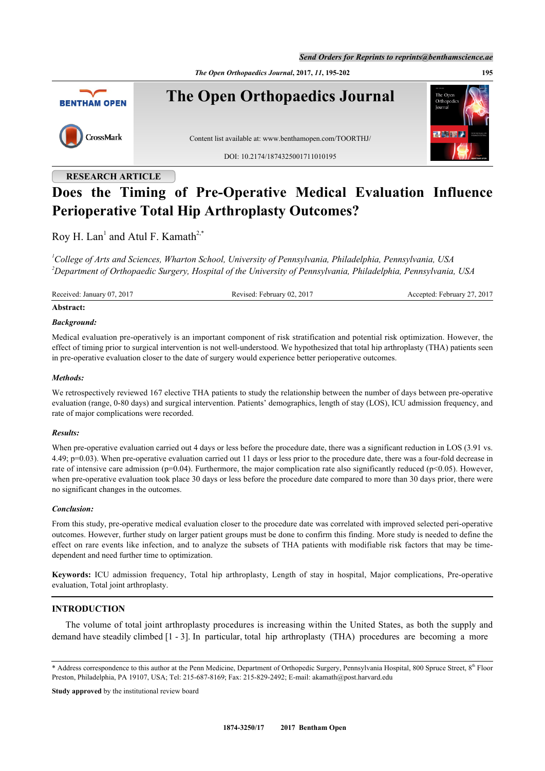RESEARCH ARTICLE

# Does the Timing of Pre-Operative Medical Evaluation Influence Perioperative Total Hip Arthroplasty Outcomes?

Roy H. Lan[1] and Atul F. Kamath[2,*]

[1]*College of Arts and Sciences, Wharton School, University of Pennsylvania, Philadelphia, Pennsylvania, USA*
[2]*Department of Orthopaedic Surgery, Hospital of the University of Pennsylvania, Philadelphia, Pennsylvania, USA*

Received: January 07, 2017 Revised: February 02, 2017 Accepted: February 27, 2017

**Abstract:**

***Background:***

Medical evaluation pre-operatively is an important component of risk stratification and potential risk optimization. However, the effect of timing prior to surgical intervention is not well-understood. We hypothesized that total hip arthroplasty (THA) patients seen in pre-operative evaluation closer to the date of surgery would experience better perioperative outcomes.

***Methods:***

We retrospectively reviewed 167 elective THA patients to study the relationship between the number of days between pre-operative evaluation (range, 0-80 days) and surgical intervention. Patients' demographics, length of stay (LOS), ICU admission frequency, and rate of major complications were recorded.

***Results:***

When pre-operative evaluation carried out 4 days or less before the procedure date, there was a significant reduction in LOS (3.91 vs. 4.49; p=0.03). When pre-operative evaluation carried out 11 days or less prior to the procedure date, there was a four-fold decrease in rate of intensive care admission (p=0.04). Furthermore, the major complication rate also significantly reduced ($p<0.05$). However, when pre-operative evaluation took place 30 days or less before the procedure date compared to more than 30 days prior, there were no significant changes in the outcomes.

***Conclusion:***

From this study, pre-operative medical evaluation closer to the procedure date was correlated with improved selected peri-operative outcomes. However, further study on larger patient groups must be done to confirm this finding. More study is needed to define the effect on rare events like infection, and to analyze the subsets of THA patients with modifiable risk factors that may be time-dependent and need further time to optimization.

**Keywords:** ICU admission frequency, Total hip arthroplasty, Length of stay in hospital, Major complications, Pre-operative evaluation, Total joint arthroplasty.

## INTRODUCTION

The volume of total joint arthroplasty procedures is increasing within the United States, as both the supply and demand have steadily climbed [1 - 3]. In particular, total hip arthroplasty (THA) procedures are becoming a more

---

\* Address correspondence to this author at the Penn Medicine, Department of Orthopedic Surgery, Pennsylvania Hospital, 800 Spruce Street, 8th Floor Preston, Philadelphia, PA 19107, USA; Tel: 215-687-8169; Fax: 215-829-2492; E-mail: akamath@post.harvard.edu

**Study approved** by the institutional review board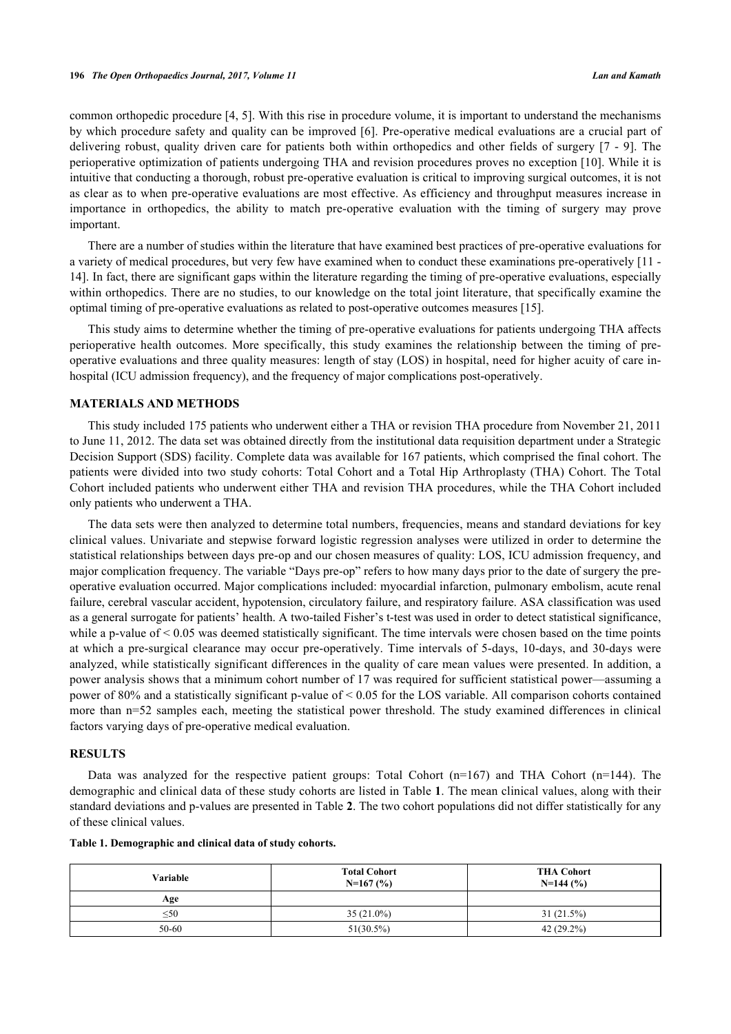common orthopedic procedure [4, 5]. With this rise in procedure volume, it is important to understand the mechanisms by which procedure safety and quality can be improved [6]. Pre-operative medical evaluations are a crucial part of delivering robust, quality driven care for patients both within orthopedics and other fields of surgery [7 - 9]. The perioperative optimization of patients undergoing THA and revision procedures proves no exception [10]. While it is intuitive that conducting a thorough, robust pre-operative evaluation is critical to improving surgical outcomes, it is not as clear as to when pre-operative evaluations are most effective. As efficiency and throughput measures increase in importance in orthopedics, the ability to match pre-operative evaluation with the timing of surgery may prove important.

There are a number of studies within the literature that have examined best practices of pre-operative evaluations for a variety of medical procedures, but very few have examined when to conduct these examinations pre-operatively [11 - 14]. In fact, there are significant gaps within the literature regarding the timing of pre-operative evaluations, especially within orthopedics. There are no studies, to our knowledge on the total joint literature, that specifically examine the optimal timing of pre-operative evaluations as related to post-operative outcomes measures [15].

This study aims to determine whether the timing of pre-operative evaluations for patients undergoing THA affects perioperative health outcomes. More specifically, this study examines the relationship between the timing of pre-operative evaluations and three quality measures: length of stay (LOS) in hospital, need for higher acuity of care in-hospital (ICU admission frequency), and the frequency of major complications post-operatively.

## MATERIALS AND METHODS

This study included 175 patients who underwent either a THA or revision THA procedure from November 21, 2011 to June 11, 2012. The data set was obtained directly from the institutional data requisition department under a Strategic Decision Support (SDS) facility. Complete data was available for 167 patients, which comprised the final cohort. The patients were divided into two study cohorts: Total Cohort and a Total Hip Arthroplasty (THA) Cohort. The Total Cohort included patients who underwent either THA and revision THA procedures, while the THA Cohort included only patients who underwent a THA.

The data sets were then analyzed to determine total numbers, frequencies, means and standard deviations for key clinical values. Univariate and stepwise forward logistic regression analyses were utilized in order to determine the statistical relationships between days pre-op and our chosen measures of quality: LOS, ICU admission frequency, and major complication frequency. The variable "Days pre-op" refers to how many days prior to the date of surgery the pre-operative evaluation occurred. Major complications included: myocardial infarction, pulmonary embolism, acute renal failure, cerebral vascular accident, hypotension, circulatory failure, and respiratory failure. ASA classification was used as a general surrogate for patients' health. A two-tailed Fisher's t-test was used in order to detect statistical significance, while a p-value of < 0.05 was deemed statistically significant. The time intervals were chosen based on the time points at which a pre-surgical clearance may occur pre-operatively. Time intervals of 5-days, 10-days, and 30-days were analyzed, while statistically significant differences in the quality of care mean values were presented. In addition, a power analysis shows that a minimum cohort number of 17 was required for sufficient statistical power—assuming a power of 80% and a statistically significant p-value of < 0.05 for the LOS variable. All comparison cohorts contained more than n=52 samples each, meeting the statistical power threshold. The study examined differences in clinical factors varying days of pre-operative medical evaluation.

## RESULTS

Data was analyzed for the respective patient groups: Total Cohort (n=167) and THA Cohort (n=144). The demographic and clinical data of these study cohorts are listed in Table **1**. The mean clinical values, along with their standard deviations and p-values are presented in Table **2**. The two cohort populations did not differ statistically for any of these clinical values.

**Table 1. Demographic and clinical data of study cohorts.**

| Variable | Total Cohort N=167 (%) | THA Cohort N=144 (%) |
|---|---|---|
| **Age** | | |
| ≤50 | 35 (21.0%) | 31 (21.5%) |
| 50-60 | 51(30.5%) | 42 (29.2%) |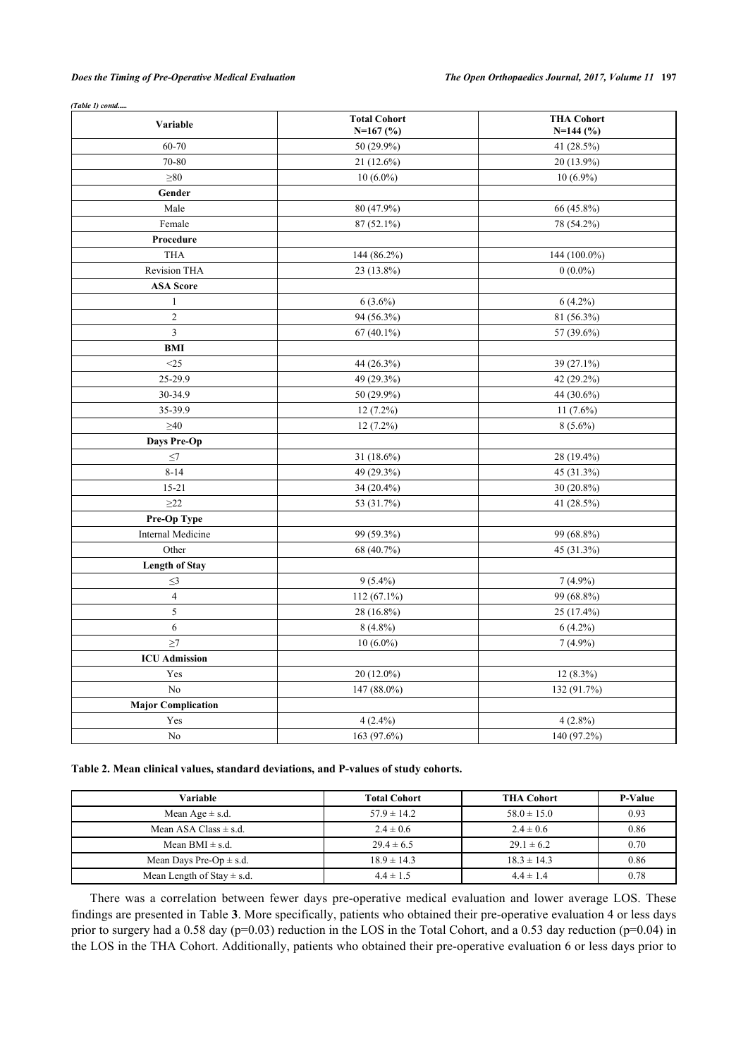*(Table 1) contd.....*

| Variable | Total Cohort N=167 (%) | THA Cohort N=144 (%) |
|---|---|---|
| 60-70 | 50 (29.9%) | 41 (28.5%) |
| 70-80 | 21 (12.6%) | 20 (13.9%) |
| ≥80 | 10 (6.0%) | 10 (6.9%) |
| **Gender** | | |
| Male | 80 (47.9%) | 66 (45.8%) |
| Female | 87 (52.1%) | 78 (54.2%) |
| **Procedure** | | |
| THA | 144 (86.2%) | 144 (100.0%) |
| Revision THA | 23 (13.8%) | 0 (0.0%) |
| **ASA Score** | | |
| 1 | 6 (3.6%) | 6 (4.2%) |
| 2 | 94 (56.3%) | 81 (56.3%) |
| 3 | 67 (40.1%) | 57 (39.6%) |
| **BMI** | | |
| <25 | 44 (26.3%) | 39 (27.1%) |
| 25-29.9 | 49 (29.3%) | 42 (29.2%) |
| 30-34.9 | 50 (29.9%) | 44 (30.6%) |
| 35-39.9 | 12 (7.2%) | 11 (7.6%) |
| ≥40 | 12 (7.2%) | 8 (5.6%) |
| **Days Pre-Op** | | |
| ≤7 | 31 (18.6%) | 28 (19.4%) |
| 8-14 | 49 (29.3%) | 45 (31.3%) |
| 15-21 | 34 (20.4%) | 30 (20.8%) |
| ≥22 | 53 (31.7%) | 41 (28.5%) |
| **Pre-Op Type** | | |
| Internal Medicine | 99 (59.3%) | 99 (68.8%) |
| Other | 68 (40.7%) | 45 (31.3%) |
| **Length of Stay** | | |
| ≤3 | 9 (5.4%) | 7 (4.9%) |
| 4 | 112 (67.1%) | 99 (68.8%) |
| 5 | 28 (16.8%) | 25 (17.4%) |
| 6 | 8 (4.8%) | 6 (4.2%) |
| ≥7 | 10 (6.0%) | 7 (4.9%) |
| **ICU Admission** | | |
| Yes | 20 (12.0%) | 12 (8.3%) |
| No | 147 (88.0%) | 132 (91.7%) |
| **Major Complication** | | |
| Yes | 4 (2.4%) | 4 (2.8%) |
| No | 163 (97.6%) | 140 (97.2%) |

**Table 2. Mean clinical values, standard deviations, and P-values of study cohorts.**

| Variable | Total Cohort | THA Cohort | P-Value |
|---|---|---|---|
| Mean Age ± s.d. | 57.9 ± 14.2 | 58.0 ± 15.0 | 0.93 |
| Mean ASA Class ± s.d. | 2.4 ± 0.6 | 2.4 ± 0.6 | 0.86 |
| Mean BMI ± s.d. | 29.4 ± 6.5 | 29.1 ± 6.2 | 0.70 |
| Mean Days Pre-Op ± s.d. | 18.9 ± 14.3 | 18.3 ± 14.3 | 0.86 |
| Mean Length of Stay ± s.d. | 4.4 ± 1.5 | 4.4 ± 1.4 | 0.78 |

There was a correlation between fewer days pre-operative medical evaluation and lower average LOS. These findings are presented in Table **3**. More specifically, patients who obtained their pre-operative evaluation 4 or less days prior to surgery had a 0.58 day ($p=0.03$) reduction in the LOS in the Total Cohort, and a 0.53 day reduction ($p=0.04$) in the LOS in the THA Cohort. Additionally, patients who obtained their pre-operative evaluation 6 or less days prior to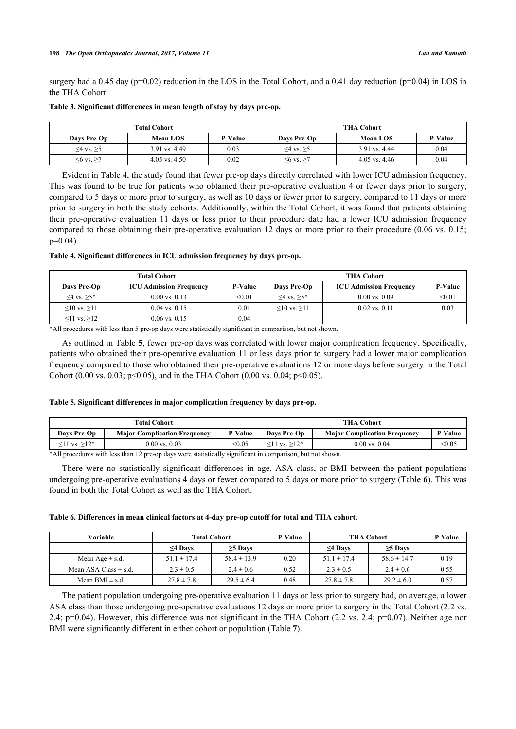surgery had a 0.45 day (p=0.02) reduction in the LOS in the Total Cohort, and a 0.41 day reduction (p=0.04) in LOS in the THA Cohort.

**Table 3. Significant differences in mean length of stay by days pre-op.**

| Total Cohort | | | THA Cohort | | |
|---|---|---|---|---|---|
| Days Pre-Op | Mean LOS | P-Value | Days Pre-Op | Mean LOS | P-Value |
| ≤4 vs. ≥5 | 3.91 vs. 4.49 | 0.03 | ≤4 vs. ≥5 | 3.91 vs. 4.44 | 0.04 |
| ≤6 vs. ≥7 | 4.05 vs. 4.50 | 0.02 | ≤6 vs. ≥7 | 4.05 vs. 4.46 | 0.04 |

Evident in Table **4**, the study found that fewer pre-op days directly correlated with lower ICU admission frequency. This was found to be true for patients who obtained their pre-operative evaluation 4 or fewer days prior to surgery, compared to 5 days or more prior to surgery, as well as 10 days or fewer prior to surgery, compared to 11 days or more prior to surgery in both the study cohorts. Additionally, within the Total Cohort, it was found that patients obtaining their pre-operative evaluation 11 days or less prior to their procedure date had a lower ICU admission frequency compared to those obtaining their pre-operative evaluation 12 days or more prior to their procedure (0.06 vs. 0.15; p=0.04).

**Table 4. Significant differences in ICU admission frequency by days pre-op.**

| Total Cohort | | | THA Cohort | | |
|---|---|---|---|---|---|
| Days Pre-Op | ICU Admission Frequency | P-Value | Days Pre-Op | ICU Admission Frequency | P-Value |
| ≤4 vs. ≥5* | 0.00 vs. 0.13 | <0.01 | ≤4 vs. ≥5* | 0.00 vs. 0.09 | <0.01 |
| ≤10 vs. ≥11 | 0.04 vs. 0.15 | 0.01 | ≤10 vs. ≥11 | 0.02 vs. 0.11 | 0.03 |
| ≤11 vs. ≥12 | 0.06 vs. 0.15 | 0.04 | | | |

*All procedures with less than 5 pre-op days were statistically significant in comparison, but not shown.

As outlined in Table **5**, fewer pre-op days was correlated with lower major complication frequency. Specifically, patients who obtained their pre-operative evaluation 11 or less days prior to surgery had a lower major complication frequency compared to those who obtained their pre-operative evaluations 12 or more days before surgery in the Total Cohort (0.00 vs. 0.03; p<0.05), and in the THA Cohort (0.00 vs. 0.04; p<0.05).

**Table 5. Significant differences in major complication frequency by days pre-op.**

| Total Cohort | | | THA Cohort | | |
|---|---|---|---|---|---|
| Days Pre-Op | Major Complication Frequency | P-Value | Days Pre-Op | Major Complication Frequency | P-Value |
| ≤11 vs. ≥12* | 0.00 vs. 0.03 | <0.05 | ≤11 vs. ≥12* | 0.00 vs. 0.04 | <0.05 |

*All procedures with less than 12 pre-op days were statistically significant in comparison, but not shown.

There were no statistically significant differences in age, ASA class, or BMI between the patient populations undergoing pre-operative evaluations 4 days or fewer compared to 5 days or more prior to surgery (Table **6**). This was found in both the Total Cohort as well as the THA Cohort.

**Table 6. Differences in mean clinical factors at 4-day pre-op cutoff for total and THA cohort.**

| Variable | Total Cohort | | P-Value | THA Cohort | | P-Value |
|---|---|---|---|---|---|---|
| | ≤4 Days | ≥5 Days | | ≤4 Days | ≥5 Days | |
| Mean Age ± s.d. | 51.1 ± 17.4 | 58.4 ± 13.9 | 0.20 | 51.1 ± 17.4 | 58.6 ± 14.7 | 0.19 |
| Mean ASA Class ± s.d. | 2.3 ± 0.5 | 2.4 ± 0.6 | 0.52 | 2.3 ± 0.5 | 2.4 ± 0.6 | 0.55 |
| Mean BMI ± s.d. | 27.8 ± 7.8 | 29.5 ± 6.4 | 0.48 | 27.8 ± 7.8 | 29.2 ± 6.0 | 0.57 |

The patient population undergoing pre-operative evaluation 11 days or less prior to surgery had, on average, a lower ASA class than those undergoing pre-operative evaluations 12 days or more prior to surgery in the Total Cohort (2.2 vs. 2.4; p=0.04). However, this difference was not significant in the THA Cohort (2.2 vs. 2.4; p=0.07). Neither age nor BMI were significantly different in either cohort or population (Table **7**).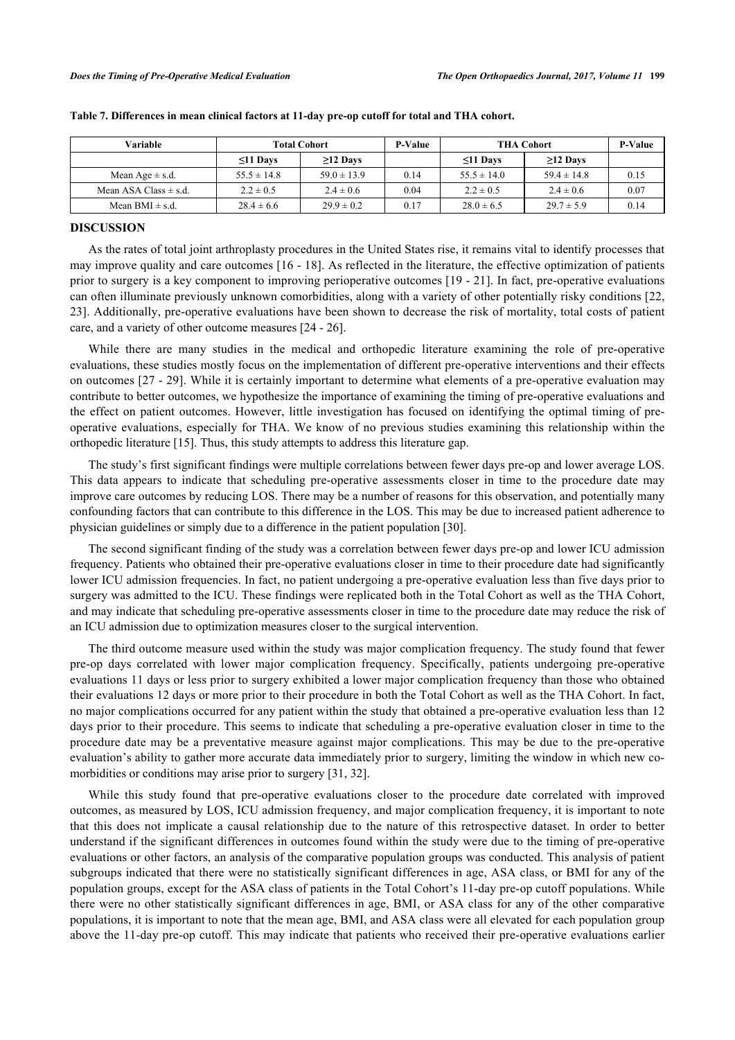**Table 7. Differences in mean clinical factors at 11-day pre-op cutoff for total and THA cohort.**

| Variable | Total Cohort | | P-Value | THA Cohort | | P-Value |
|---|---|---|---|---|---|---|
| | ≤11 Days | ≥12 Days | | ≤11 Days | ≥12 Days | |
| Mean Age ± s.d. | 55.5 ± 14.8 | 59.0 ± 13.9 | 0.14 | 55.5 ± 14.0 | 59.4 ± 14.8 | 0.15 |
| Mean ASA Class ± s.d. | 2.2 ± 0.5 | 2.4 ± 0.6 | 0.04 | 2.2 ± 0.5 | 2.4 ± 0.6 | 0.07 |
| Mean BMI ± s.d. | 28.4 ± 6.6 | 29.9 ± 0.2 | 0.17 | 28.0 ± 6.5 | 29.7 ± 5.9 | 0.14 |

## DISCUSSION

As the rates of total joint arthroplasty procedures in the United States rise, it remains vital to identify processes that may improve quality and care outcomes [16 - 18]. As reflected in the literature, the effective optimization of patients prior to surgery is a key component to improving perioperative outcomes [19 - 21]. In fact, pre-operative evaluations can often illuminate previously unknown comorbidities, along with a variety of other potentially risky conditions [22, 23]. Additionally, pre-operative evaluations have been shown to decrease the risk of mortality, total costs of patient care, and a variety of other outcome measures [24 - 26].

While there are many studies in the medical and orthopedic literature examining the role of pre-operative evaluations, these studies mostly focus on the implementation of different pre-operative interventions and their effects on outcomes [27 - 29]. While it is certainly important to determine what elements of a pre-operative evaluation may contribute to better outcomes, we hypothesize the importance of examining the timing of pre-operative evaluations and the effect on patient outcomes. However, little investigation has focused on identifying the optimal timing of pre-operative evaluations, especially for THA. We know of no previous studies examining this relationship within the orthopedic literature [15]. Thus, this study attempts to address this literature gap.

The study's first significant findings were multiple correlations between fewer days pre-op and lower average LOS. This data appears to indicate that scheduling pre-operative assessments closer in time to the procedure date may improve care outcomes by reducing LOS. There may be a number of reasons for this observation, and potentially many confounding factors that can contribute to this difference in the LOS. This may be due to increased patient adherence to physician guidelines or simply due to a difference in the patient population [30].

The second significant finding of the study was a correlation between fewer days pre-op and lower ICU admission frequency. Patients who obtained their pre-operative evaluations closer in time to their procedure date had significantly lower ICU admission frequencies. In fact, no patient undergoing a pre-operative evaluation less than five days prior to surgery was admitted to the ICU. These findings were replicated both in the Total Cohort as well as the THA Cohort, and may indicate that scheduling pre-operative assessments closer in time to the procedure date may reduce the risk of an ICU admission due to optimization measures closer to the surgical intervention.

The third outcome measure used within the study was major complication frequency. The study found that fewer pre-op days correlated with lower major complication frequency. Specifically, patients undergoing pre-operative evaluations 11 days or less prior to surgery exhibited a lower major complication frequency than those who obtained their evaluations 12 days or more prior to their procedure in both the Total Cohort as well as the THA Cohort. In fact, no major complications occurred for any patient within the study that obtained a pre-operative evaluation less than 12 days prior to their procedure. This seems to indicate that scheduling a pre-operative evaluation closer in time to the procedure date may be a preventative measure against major complications. This may be due to the pre-operative evaluation's ability to gather more accurate data immediately prior to surgery, limiting the window in which new co-morbidities or conditions may arise prior to surgery [31, 32].

While this study found that pre-operative evaluations closer to the procedure date correlated with improved outcomes, as measured by LOS, ICU admission frequency, and major complication frequency, it is important to note that this does not implicate a causal relationship due to the nature of this retrospective dataset. In order to better understand if the significant differences in outcomes found within the study were due to the timing of pre-operative evaluations or other factors, an analysis of the comparative population groups was conducted. This analysis of patient subgroups indicated that there were no statistically significant differences in age, ASA class, or BMI for any of the population groups, except for the ASA class of patients in the Total Cohort's 11-day pre-op cutoff populations. While there were no other statistically significant differences in age, BMI, or ASA class for any of the other comparative populations, it is important to note that the mean age, BMI, and ASA class were all elevated for each population group above the 11-day pre-op cutoff. This may indicate that patients who received their pre-operative evaluations earlier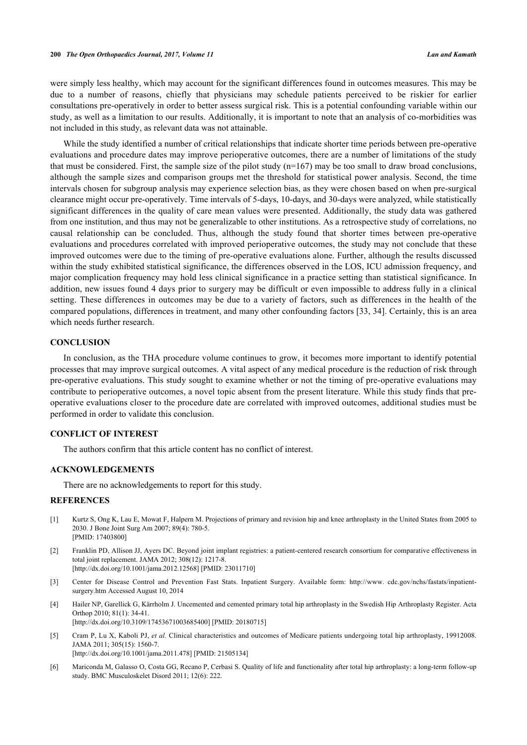were simply less healthy, which may account for the significant differences found in outcomes measures. This may be due to a number of reasons, chiefly that physicians may schedule patients perceived to be riskier for earlier consultations pre-operatively in order to better assess surgical risk. This is a potential confounding variable within our study, as well as a limitation to our results. Additionally, it is important to note that an analysis of co-morbidities was not included in this study, as relevant data was not attainable.

While the study identified a number of critical relationships that indicate shorter time periods between pre-operative evaluations and procedure dates may improve perioperative outcomes, there are a number of limitations of the study that must be considered. First, the sample size of the pilot study (n=167) may be too small to draw broad conclusions, although the sample sizes and comparison groups met the threshold for statistical power analysis. Second, the time intervals chosen for subgroup analysis may experience selection bias, as they were chosen based on when pre-surgical clearance might occur pre-operatively. Time intervals of 5-days, 10-days, and 30-days were analyzed, while statistically significant differences in the quality of care mean values were presented. Additionally, the study data was gathered from one institution, and thus may not be generalizable to other institutions. As a retrospective study of correlations, no causal relationship can be concluded. Thus, although the study found that shorter times between pre-operative evaluations and procedures correlated with improved perioperative outcomes, the study may not conclude that these improved outcomes were due to the timing of pre-operative evaluations alone. Further, although the results discussed within the study exhibited statistical significance, the differences observed in the LOS, ICU admission frequency, and major complication frequency may hold less clinical significance in a practice setting than statistical significance. In addition, new issues found 4 days prior to surgery may be difficult or even impossible to address fully in a clinical setting. These differences in outcomes may be due to a variety of factors, such as differences in the health of the compared populations, differences in treatment, and many other confounding factors [33, 34]. Certainly, this is an area which needs further research.

## CONCLUSION

In conclusion, as the THA procedure volume continues to grow, it becomes more important to identify potential processes that may improve surgical outcomes. A vital aspect of any medical procedure is the reduction of risk through pre-operative evaluations. This study sought to examine whether or not the timing of pre-operative evaluations may contribute to perioperative outcomes, a novel topic absent from the present literature. While this study finds that pre-operative evaluations closer to the procedure date are correlated with improved outcomes, additional studies must be performed in order to validate this conclusion.

## CONFLICT OF INTEREST

The authors confirm that this article content has no conflict of interest.

## ACKNOWLEDGEMENTS

There are no acknowledgements to report for this study.

## REFERENCES

[1] Kurtz S, Ong K, Lau E, Mowat F, Halpern M. Projections of primary and revision hip and knee arthroplasty in the United States from 2005 to 2030. J Bone Joint Surg Am 2007; 89(4): 780-5.
[PMID: 17403800]

[2] Franklin PD, Allison JJ, Ayers DC. Beyond joint implant registries: a patient-centered research consortium for comparative effectiveness in total joint replacement. JAMA 2012; 308(12): 1217-8.
[http://dx.doi.org/10.1001/jama.2012.12568] [PMID: 23011710]

[3] Center for Disease Control and Prevention Fast Stats. Inpatient Surgery. Available form: http://www. cdc.gov/nchs/fastats/inpatient-surgery.htm Accessed August 10, 2014

[4] Hailer NP, Garellick G, Kärrholm J. Uncemented and cemented primary total hip arthroplasty in the Swedish Hip Arthroplasty Register. Acta Orthop 2010; 81(1): 34-41.
[http://dx.doi.org/10.3109/17453671003685400] [PMID: 20180715]

[5] Cram P, Lu X, Kaboli PJ, *et al.* Clinical characteristics and outcomes of Medicare patients undergoing total hip arthroplasty, 19912008. JAMA 2011; 305(15): 1560-7.
[http://dx.doi.org/10.1001/jama.2011.478] [PMID: 21505134]

[6] Mariconda M, Galasso O, Costa GG, Recano P, Cerbasi S. Quality of life and functionality after total hip arthroplasty: a long-term follow-up study. BMC Musculoskelet Disord 2011; 12(6): 222.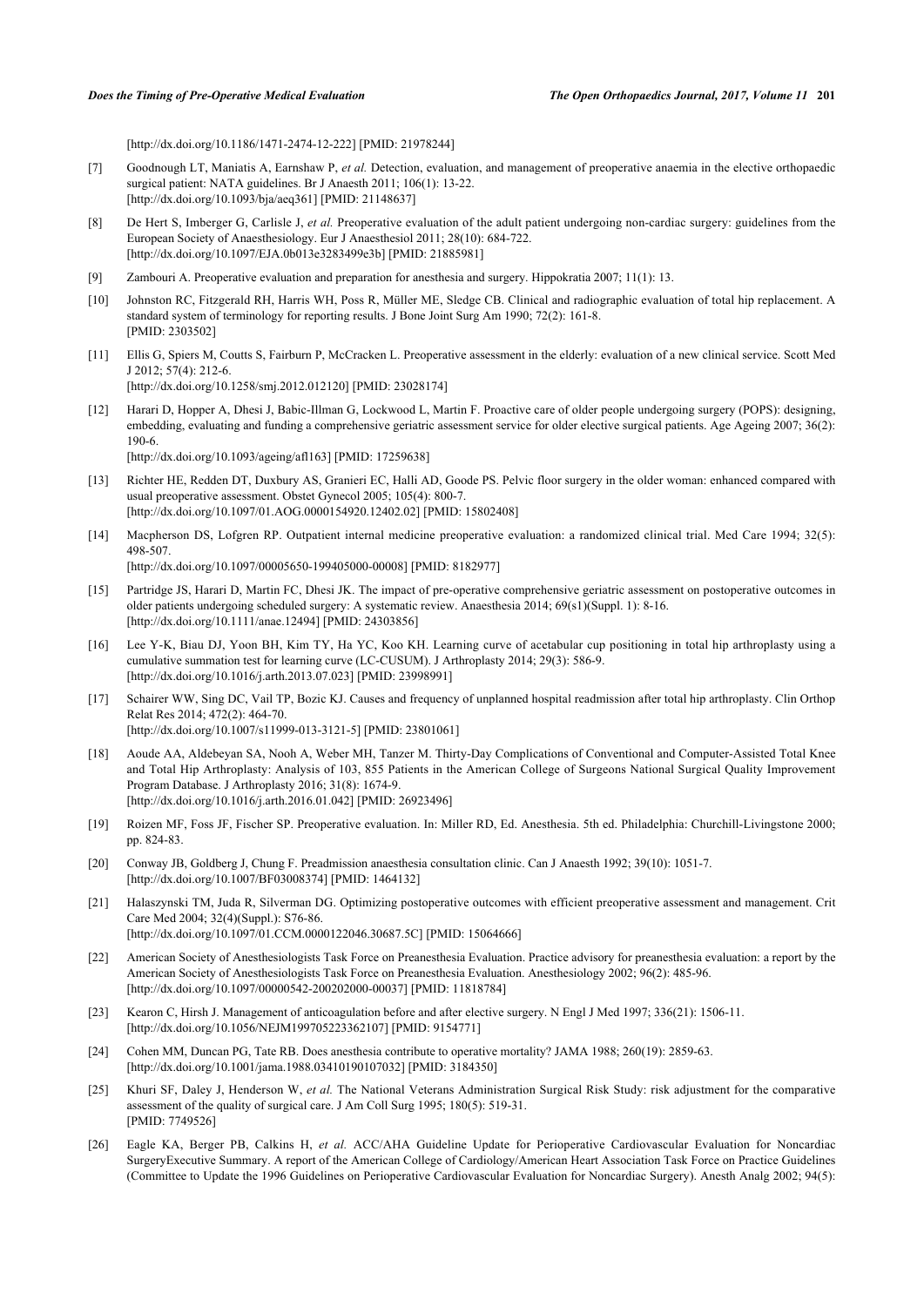[http://dx.doi.org/10.1186/1471-2474-12-222] [PMID: 21978244]

[7] Goodnough LT, Maniatis A, Earnshaw P, *et al.* Detection, evaluation, and management of preoperative anaemia in the elective orthopaedic surgical patient: NATA guidelines. Br J Anaesth 2011; 106(1): 13-22. [http://dx.doi.org/10.1093/bja/aeq361] [PMID: 21148637]

[8] De Hert S, Imberger G, Carlisle J, *et al.* Preoperative evaluation of the adult patient undergoing non-cardiac surgery: guidelines from the European Society of Anaesthesiology. Eur J Anaesthesiol 2011; 28(10): 684-722. [http://dx.doi.org/10.1097/EJA.0b013e3283499e3b] [PMID: 21885981]

[9] Zambouri A. Preoperative evaluation and preparation for anesthesia and surgery. Hippokratia 2007; 11(1): 13.

[10] Johnston RC, Fitzgerald RH, Harris WH, Poss R, Müller ME, Sledge CB. Clinical and radiographic evaluation of total hip replacement. A standard system of terminology for reporting results. J Bone Joint Surg Am 1990; 72(2): 161-8. [PMID: 2303502]

[11] Ellis G, Spiers M, Coutts S, Fairburn P, McCracken L. Preoperative assessment in the elderly: evaluation of a new clinical service. Scott Med J 2012; 57(4): 212-6. [http://dx.doi.org/10.1258/smj.2012.012120] [PMID: 23028174]

[12] Harari D, Hopper A, Dhesi J, Babic-Illman G, Lockwood L, Martin F. Proactive care of older people undergoing surgery (POPS): designing, embedding, evaluating and funding a comprehensive geriatric assessment service for older elective surgical patients. Age Ageing 2007; 36(2): 190-6. [http://dx.doi.org/10.1093/ageing/afl163] [PMID: 17259638]

[13] Richter HE, Redden DT, Duxbury AS, Granieri EC, Halli AD, Goode PS. Pelvic floor surgery in the older woman: enhanced compared with usual preoperative assessment. Obstet Gynecol 2005; 105(4): 800-7. [http://dx.doi.org/10.1097/01.AOG.0000154920.12402.02] [PMID: 15802408]

[14] Macpherson DS, Lofgren RP. Outpatient internal medicine preoperative evaluation: a randomized clinical trial. Med Care 1994; 32(5): 498-507. [http://dx.doi.org/10.1097/00005650-199405000-00008] [PMID: 8182977]

[15] Partridge JS, Harari D, Martin FC, Dhesi JK. The impact of pre-operative comprehensive geriatric assessment on postoperative outcomes in older patients undergoing scheduled surgery: A systematic review. Anaesthesia 2014; 69(s1)(Suppl. 1): 8-16. [http://dx.doi.org/10.1111/anae.12494] [PMID: 24303856]

[16] Lee Y-K, Biau DJ, Yoon BH, Kim TY, Ha YC, Koo KH. Learning curve of acetabular cup positioning in total hip arthroplasty using a cumulative summation test for learning curve (LC-CUSUM). J Arthroplasty 2014; 29(3): 586-9. [http://dx.doi.org/10.1016/j.arth.2013.07.023] [PMID: 23998991]

[17] Schairer WW, Sing DC, Vail TP, Bozic KJ. Causes and frequency of unplanned hospital readmission after total hip arthroplasty. Clin Orthop Relat Res 2014; 472(2): 464-70. [http://dx.doi.org/10.1007/s11999-013-3121-5] [PMID: 23801061]

[18] Aoude AA, Aldebeyan SA, Nooh A, Weber MH, Tanzer M. Thirty-Day Complications of Conventional and Computer-Assisted Total Knee and Total Hip Arthroplasty: Analysis of 103, 855 Patients in the American College of Surgeons National Surgical Quality Improvement Program Database. J Arthroplasty 2016; 31(8): 1674-9. [http://dx.doi.org/10.1016/j.arth.2016.01.042] [PMID: 26923496]

[19] Roizen MF, Foss JF, Fischer SP. Preoperative evaluation. In: Miller RD, Ed. Anesthesia. 5th ed. Philadelphia: Churchill-Livingstone 2000; pp. 824-83.

[20] Conway JB, Goldberg J, Chung F. Preadmission anaesthesia consultation clinic. Can J Anaesth 1992; 39(10): 1051-7. [http://dx.doi.org/10.1007/BF03008374] [PMID: 1464132]

[21] Halaszynski TM, Juda R, Silverman DG. Optimizing postoperative outcomes with efficient preoperative assessment and management. Crit Care Med 2004; 32(4)(Suppl.): S76-86. [http://dx.doi.org/10.1097/01.CCM.0000122046.30687.5C] [PMID: 15064666]

[22] American Society of Anesthesiologists Task Force on Preanesthesia Evaluation. Practice advisory for preanesthesia evaluation: a report by the American Society of Anesthesiologists Task Force on Preanesthesia Evaluation. Anesthesiology 2002; 96(2): 485-96. [http://dx.doi.org/10.1097/00000542-200202000-00037] [PMID: 11818784]

[23] Kearon C, Hirsh J. Management of anticoagulation before and after elective surgery. N Engl J Med 1997; 336(21): 1506-11. [http://dx.doi.org/10.1056/NEJM199705223362107] [PMID: 9154771]

[24] Cohen MM, Duncan PG, Tate RB. Does anesthesia contribute to operative mortality? JAMA 1988; 260(19): 2859-63. [http://dx.doi.org/10.1001/jama.1988.03410190107032] [PMID: 3184350]

[25] Khuri SF, Daley J, Henderson W, *et al.* The National Veterans Administration Surgical Risk Study: risk adjustment for the comparative assessment of the quality of surgical care. J Am Coll Surg 1995; 180(5): 519-31. [PMID: 7749526]

[26] Eagle KA, Berger PB, Calkins H, *et al.* ACC/AHA Guideline Update for Perioperative Cardiovascular Evaluation for Noncardiac SurgeryExecutive Summary. A report of the American College of Cardiology/American Heart Association Task Force on Practice Guidelines (Committee to Update the 1996 Guidelines on Perioperative Cardiovascular Evaluation for Noncardiac Surgery). Anesth Analg 2002; 94(5):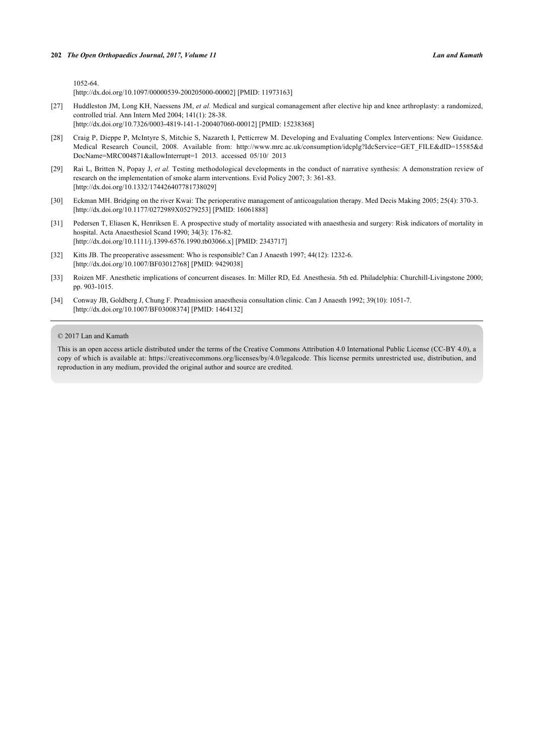1052-64.
[http://dx.doi.org/10.1097/00000539-200205000-00002] [PMID: 11973163]

[27] Huddleston JM, Long KH, Naessens JM, *et al.* Medical and surgical comanagement after elective hip and knee arthroplasty: a randomized, controlled trial. Ann Intern Med 2004; 141(1): 28-38.
[http://dx.doi.org/10.7326/0003-4819-141-1-200407060-00012] [PMID: 15238368]

[28] Craig P, Dieppe P, McIntyre S, Mitchie S, Nazareth I, Petticrrew M. Developing and Evaluating Complex Interventions: New Guidance. Medical Research Council, 2008. Available from: http://www.mrc.ac.uk/consumption/idcplg?IdcService=GET_FILE&dID=15585&dDocName=MRC004871&allowInterrupt=1 2013. accessed 05/10/ 2013

[29] Rai L, Britten N, Popay J, *et al.* Testing methodological developments in the conduct of narrative synthesis: A demonstration review of research on the implementation of smoke alarm interventions. Evid Policy 2007; 3: 361-83.
[http://dx.doi.org/10.1332/174426407781738029]

[30] Eckman MH. Bridging on the river Kwai: The perioperative management of anticoagulation therapy. Med Decis Making 2005; 25(4): 370-3.
[http://dx.doi.org/10.1177/0272989X05279253] [PMID: 16061888]

[31] Pedersen T, Eliasen K, Henriksen E. A prospective study of mortality associated with anaesthesia and surgery: Risk indicators of mortality in hospital. Acta Anaesthesiol Scand 1990; 34(3): 176-82.
[http://dx.doi.org/10.1111/j.1399-6576.1990.tb03066.x] [PMID: 2343717]

[32] Kitts JB. The preoperative assessment: Who is responsible? Can J Anaesth 1997; 44(12): 1232-6.
[http://dx.doi.org/10.1007/BF03012768] [PMID: 9429038]

[33] Roizen MF. Anesthetic implications of concurrent diseases. In: Miller RD, Ed. Anesthesia. 5th ed. Philadelphia: Churchill-Livingstone 2000; pp. 903-1015.

[34] Conway JB, Goldberg J, Chung F. Preadmission anaesthesia consultation clinic. Can J Anaesth 1992; 39(10): 1051-7.
[http://dx.doi.org/10.1007/BF03008374] [PMID: 1464132]

© 2017 Lan and Kamath

This is an open access article distributed under the terms of the Creative Commons Attribution 4.0 International Public License (CC-BY 4.0), a copy of which is available at: https://creativecommons.org/licenses/by/4.0/legalcode. This license permits unrestricted use, distribution, and reproduction in any medium, provided the original author and source are credited.